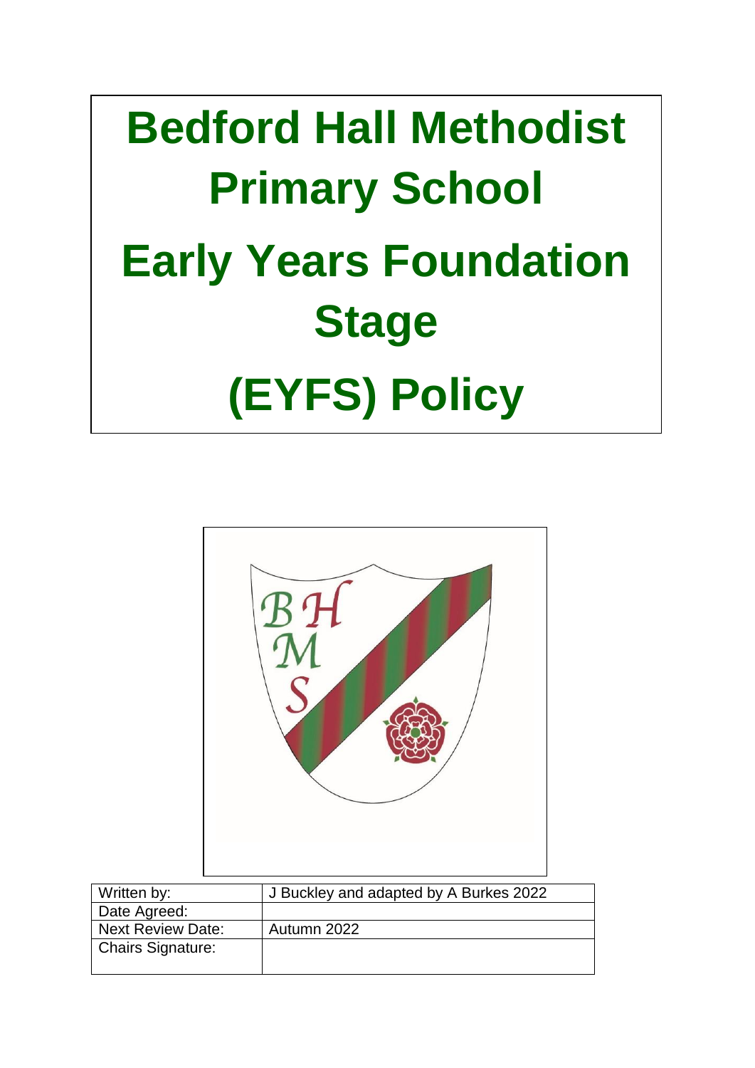# Bedford Hall Methodist Primary School

# Early Years Foundation Stage (EYFS) Policy

| Written by: | J Buckley and adapted by A Burkes 2022 |
| --- | --- |
| Date Agreed: | |
| Next Review Date: | Autumn 2022 |
| Chairs Signature: | |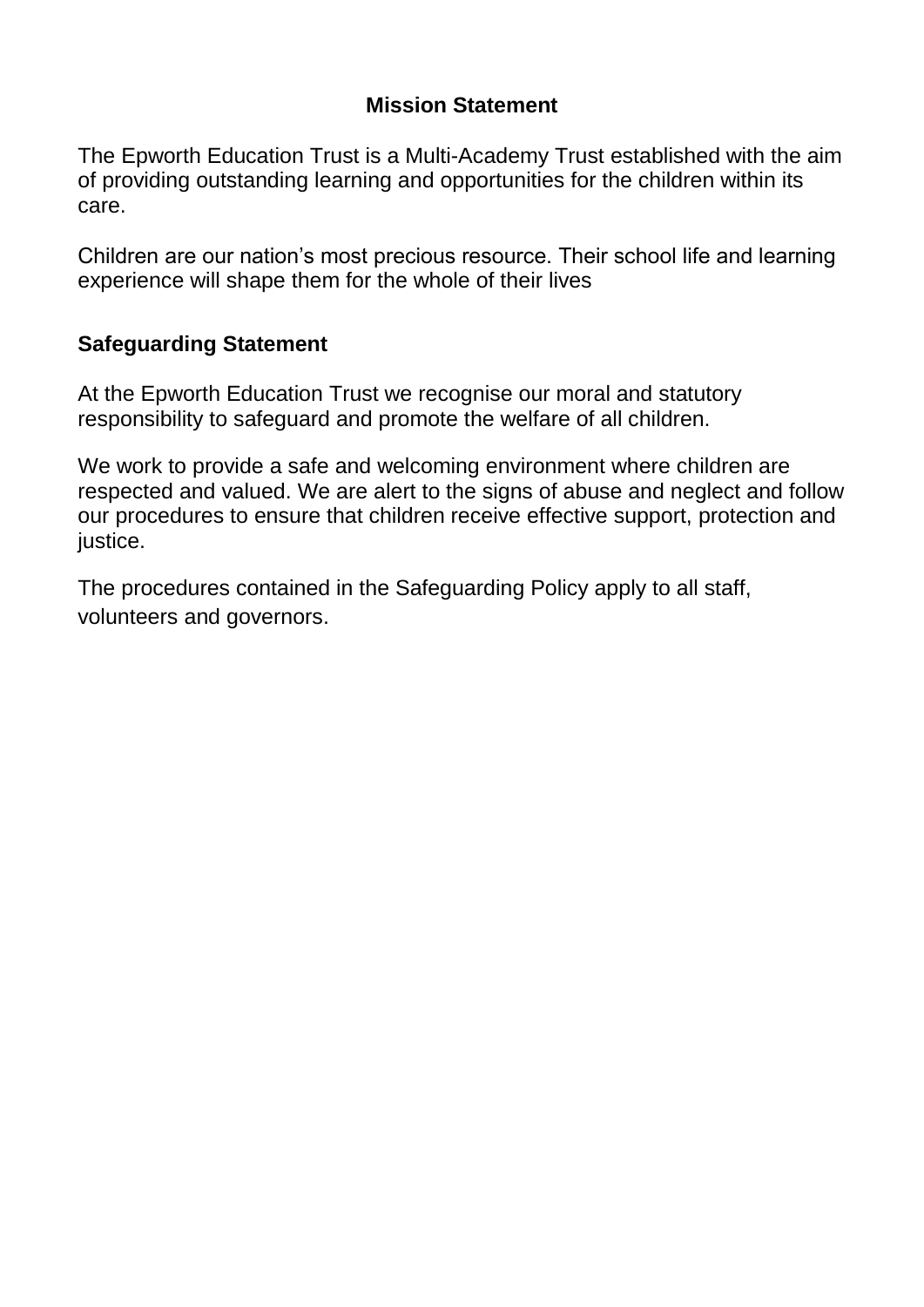## Mission Statement

The Epworth Education Trust is a Multi-Academy Trust established with the aim of providing outstanding learning and opportunities for the children within its care.

Children are our nation's most precious resource. Their school life and learning experience will shape them for the whole of their lives

## Safeguarding Statement

At the Epworth Education Trust we recognise our moral and statutory responsibility to safeguard and promote the welfare of all children.

We work to provide a safe and welcoming environment where children are respected and valued. We are alert to the signs of abuse and neglect and follow our procedures to ensure that children receive effective support, protection and justice.

The procedures contained in the Safeguarding Policy apply to all staff, volunteers and governors.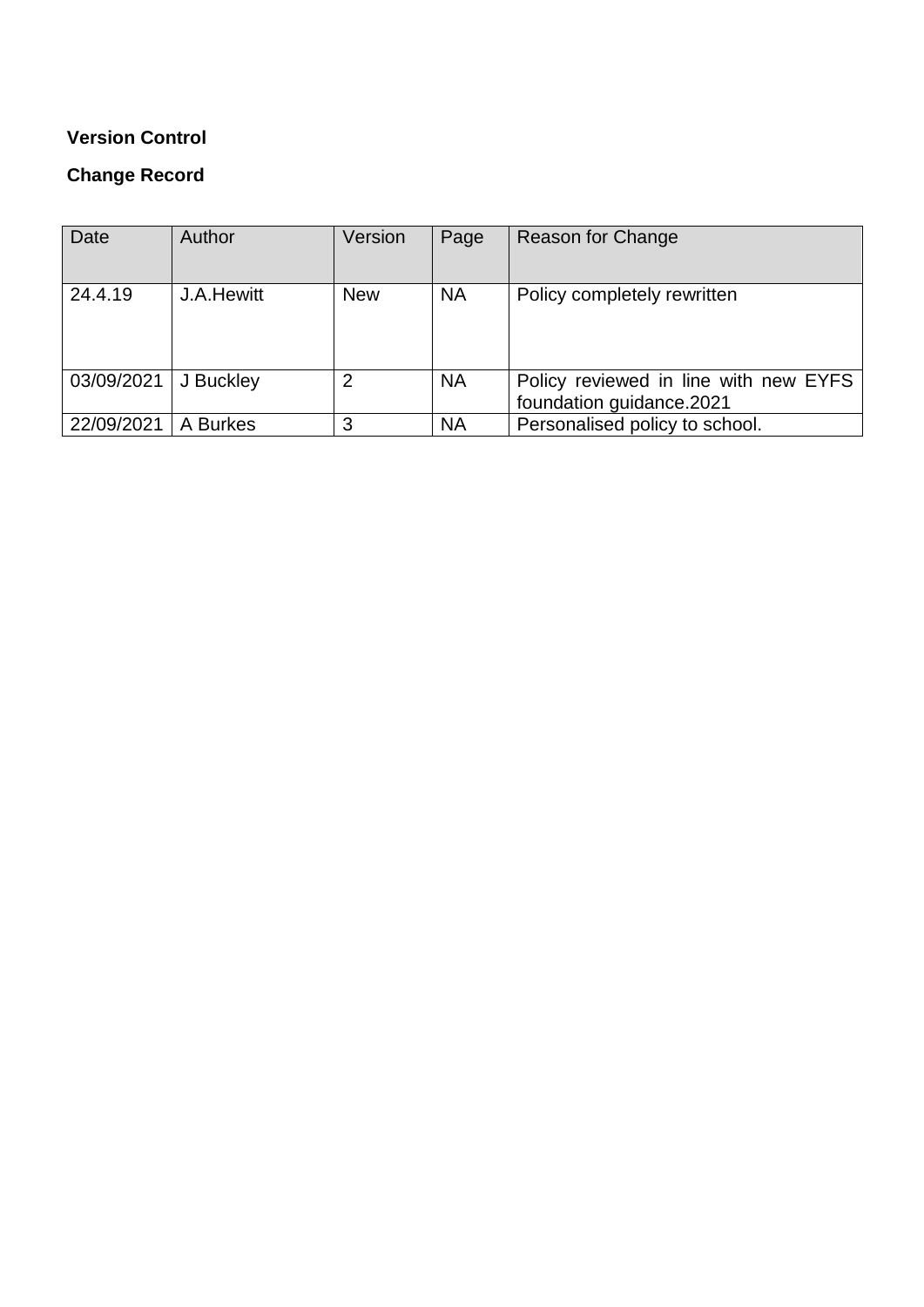**Version Control**

**Change Record**

| Date | Author | Version | Page | Reason for Change |
| --- | --- | --- | --- | --- |
| 24.4.19 | J.A.Hewitt | New | NA | Policy completely rewritten |
| 03/09/2021 | J Buckley | 2 | NA | Policy reviewed in line with new EYFS foundation guidance.2021 |
| 22/09/2021 | A Burkes | 3 | NA | Personalised policy to school. |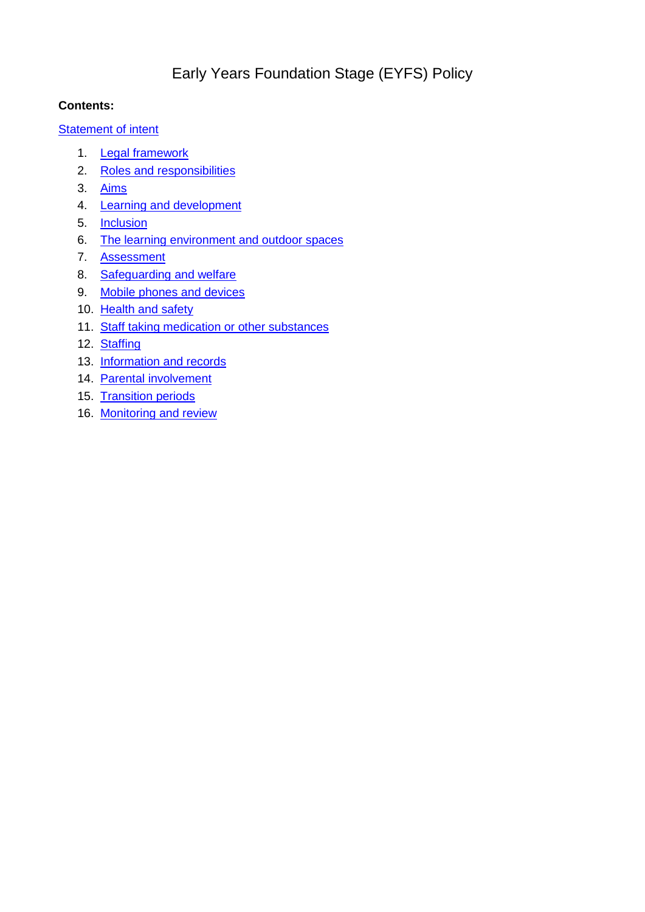# Early Years Foundation Stage (EYFS) Policy

**Contents:**

Statement of intent

1. Legal framework
2. Roles and responsibilities
3. Aims
4. Learning and development
5. Inclusion
6. The learning environment and outdoor spaces
7. Assessment
8. Safeguarding and welfare
9. Mobile phones and devices
10. Health and safety
11. Staff taking medication or other substances
12. Staffing
13. Information and records
14. Parental involvement
15. Transition periods
16. Monitoring and review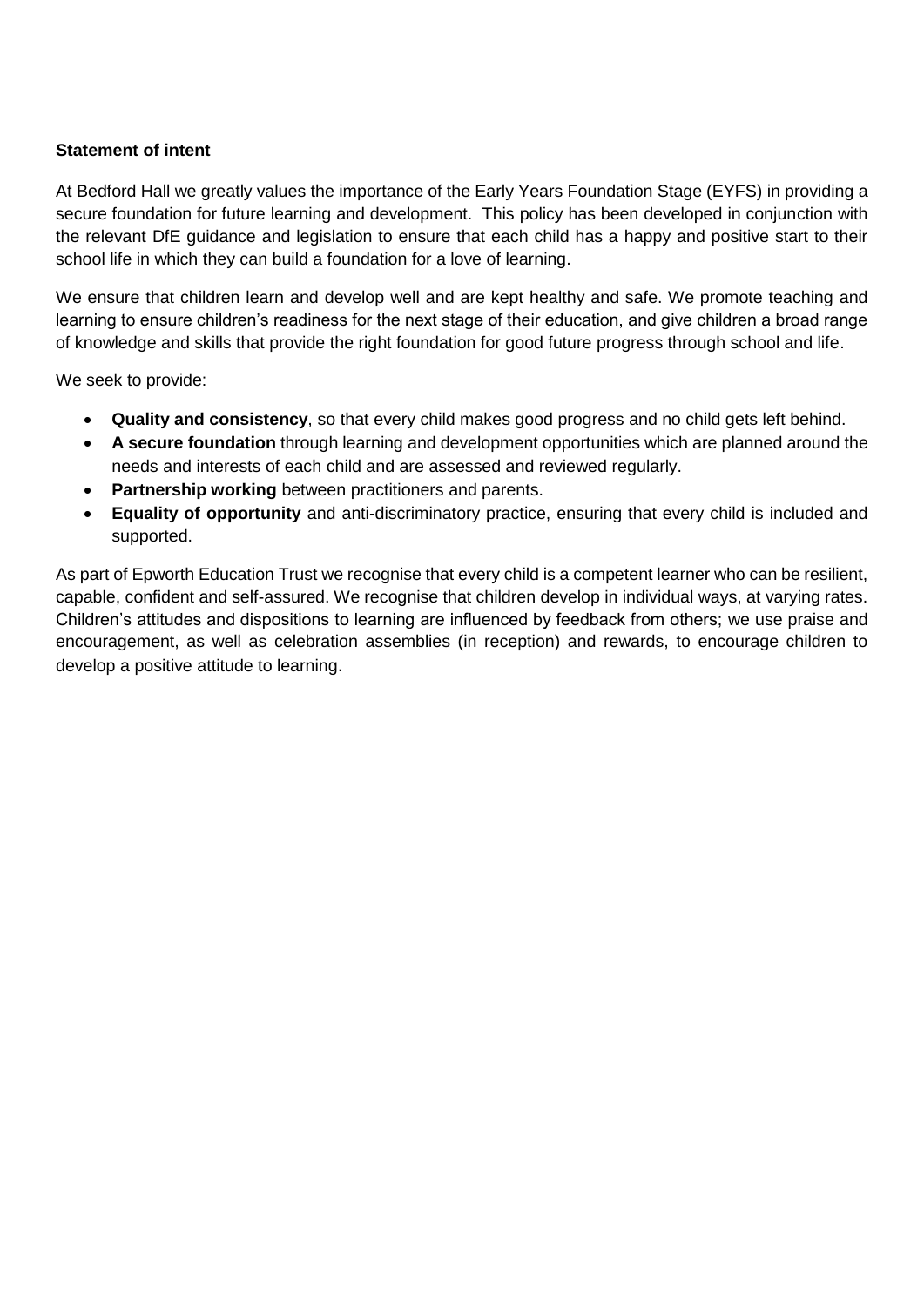**Statement of intent**

At Bedford Hall we greatly values the importance of the Early Years Foundation Stage (EYFS) in providing a secure foundation for future learning and development. This policy has been developed in conjunction with the relevant DfE guidance and legislation to ensure that each child has a happy and positive start to their school life in which they can build a foundation for a love of learning.

We ensure that children learn and develop well and are kept healthy and safe. We promote teaching and learning to ensure children's readiness for the next stage of their education, and give children a broad range of knowledge and skills that provide the right foundation for good future progress through school and life.

We seek to provide:

- **Quality and consistency**, so that every child makes good progress and no child gets left behind.
- **A secure foundation** through learning and development opportunities which are planned around the needs and interests of each child and are assessed and reviewed regularly.
- **Partnership working** between practitioners and parents.
- **Equality of opportunity** and anti-discriminatory practice, ensuring that every child is included and supported.

As part of Epworth Education Trust we recognise that every child is a competent learner who can be resilient, capable, confident and self-assured. We recognise that children develop in individual ways, at varying rates. Children's attitudes and dispositions to learning are influenced by feedback from others; we use praise and encouragement, as well as celebration assemblies (in reception) and rewards, to encourage children to develop a positive attitude to learning.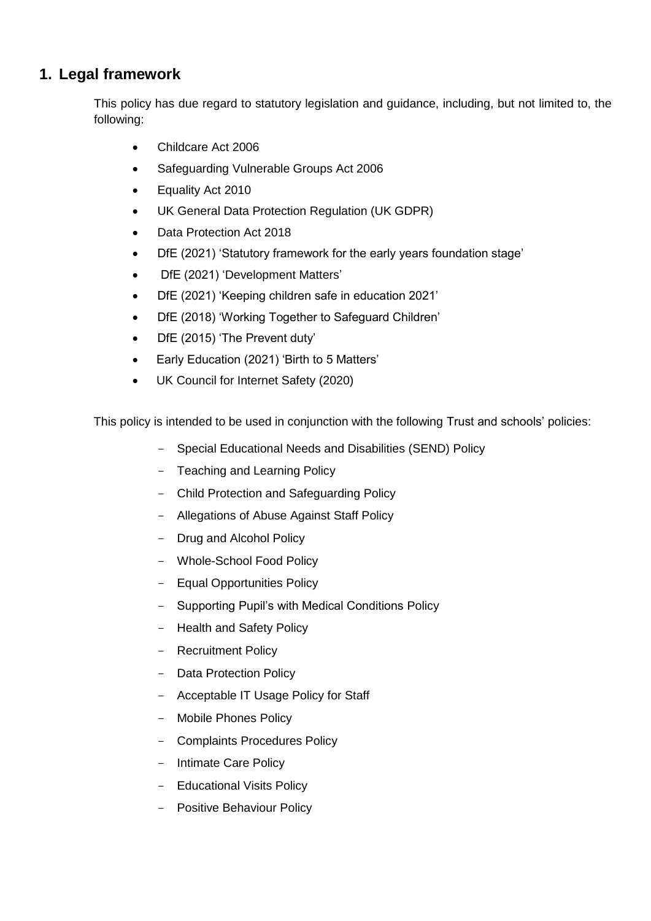## 1. Legal framework

This policy has due regard to statutory legislation and guidance, including, but not limited to, the following:

- Childcare Act 2006
- Safeguarding Vulnerable Groups Act 2006
- Equality Act 2010
- UK General Data Protection Regulation (UK GDPR)
- Data Protection Act 2018
- DfE (2021) 'Statutory framework for the early years foundation stage'
- DfE (2021) 'Development Matters'
- DfE (2021) 'Keeping children safe in education 2021'
- DfE (2018) 'Working Together to Safeguard Children'
- DfE (2015) 'The Prevent duty'
- Early Education (2021) 'Birth to 5 Matters'
- UK Council for Internet Safety (2020)

This policy is intended to be used in conjunction with the following Trust and schools' policies:

- Special Educational Needs and Disabilities (SEND) Policy
- Teaching and Learning Policy
- Child Protection and Safeguarding Policy
- Allegations of Abuse Against Staff Policy
- Drug and Alcohol Policy
- Whole-School Food Policy
- Equal Opportunities Policy
- Supporting Pupil's with Medical Conditions Policy
- Health and Safety Policy
- Recruitment Policy
- Data Protection Policy
- Acceptable IT Usage Policy for Staff
- Mobile Phones Policy
- Complaints Procedures Policy
- Intimate Care Policy
- Educational Visits Policy
- Positive Behaviour Policy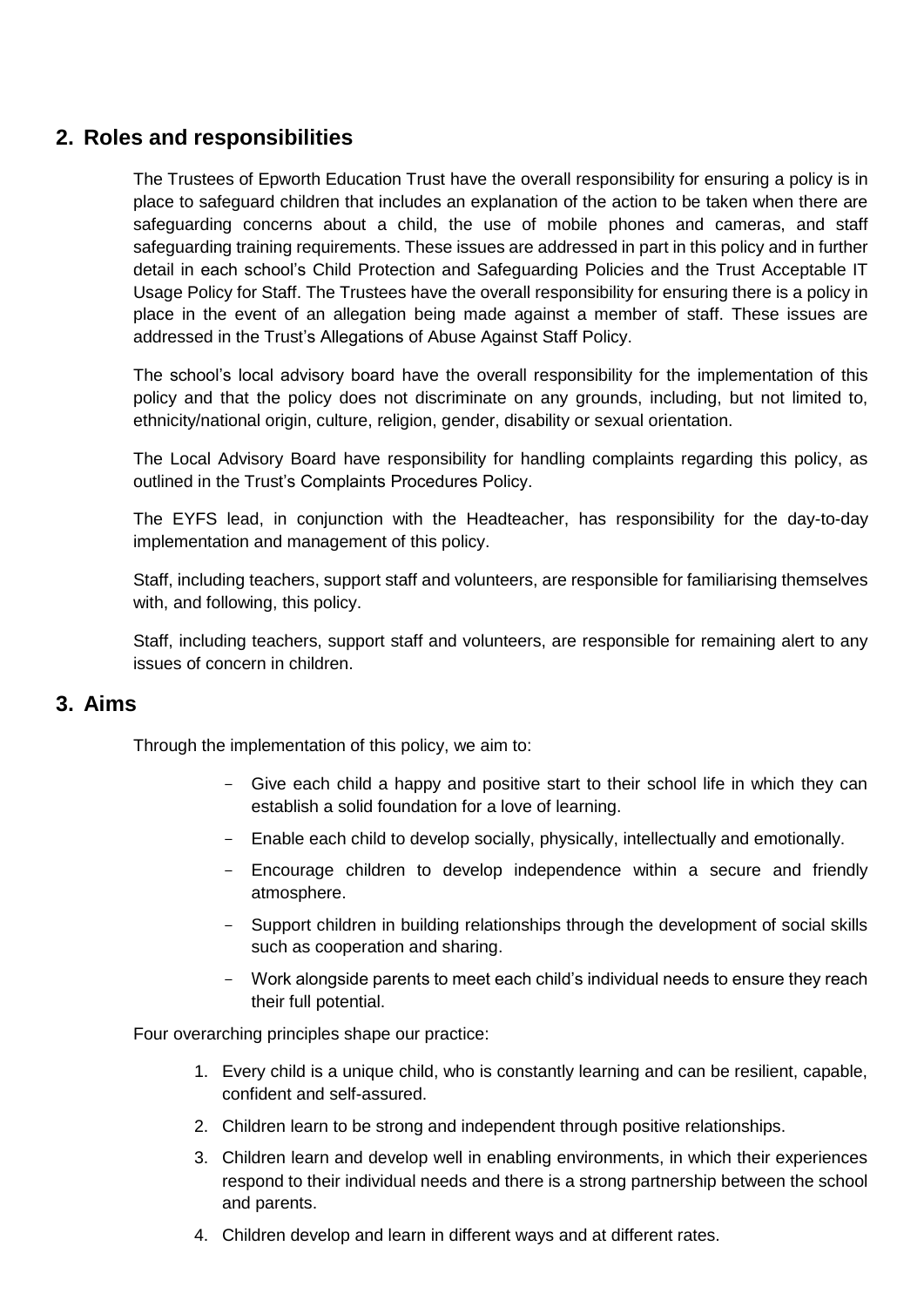## 2. Roles and responsibilities

The Trustees of Epworth Education Trust have the overall responsibility for ensuring a policy is in place to safeguard children that includes an explanation of the action to be taken when there are safeguarding concerns about a child, the use of mobile phones and cameras, and staff safeguarding training requirements. These issues are addressed in part in this policy and in further detail in each school's Child Protection and Safeguarding Policies and the Trust Acceptable IT Usage Policy for Staff. The Trustees have the overall responsibility for ensuring there is a policy in place in the event of an allegation being made against a member of staff. These issues are addressed in the Trust's Allegations of Abuse Against Staff Policy.

The school's local advisory board have the overall responsibility for the implementation of this policy and that the policy does not discriminate on any grounds, including, but not limited to, ethnicity/national origin, culture, religion, gender, disability or sexual orientation.

The Local Advisory Board have responsibility for handling complaints regarding this policy, as outlined in the Trust's Complaints Procedures Policy.

The EYFS lead, in conjunction with the Headteacher, has responsibility for the day-to-day implementation and management of this policy.

Staff, including teachers, support staff and volunteers, are responsible for familiarising themselves with, and following, this policy.

Staff, including teachers, support staff and volunteers, are responsible for remaining alert to any issues of concern in children.

## 3. Aims

Through the implementation of this policy, we aim to:

- Give each child a happy and positive start to their school life in which they can establish a solid foundation for a love of learning.
- Enable each child to develop socially, physically, intellectually and emotionally.
- Encourage children to develop independence within a secure and friendly atmosphere.
- Support children in building relationships through the development of social skills such as cooperation and sharing.
- Work alongside parents to meet each child's individual needs to ensure they reach their full potential.

Four overarching principles shape our practice:

1. Every child is a unique child, who is constantly learning and can be resilient, capable, confident and self-assured.
2. Children learn to be strong and independent through positive relationships.
3. Children learn and develop well in enabling environments, in which their experiences respond to their individual needs and there is a strong partnership between the school and parents.
4. Children develop and learn in different ways and at different rates.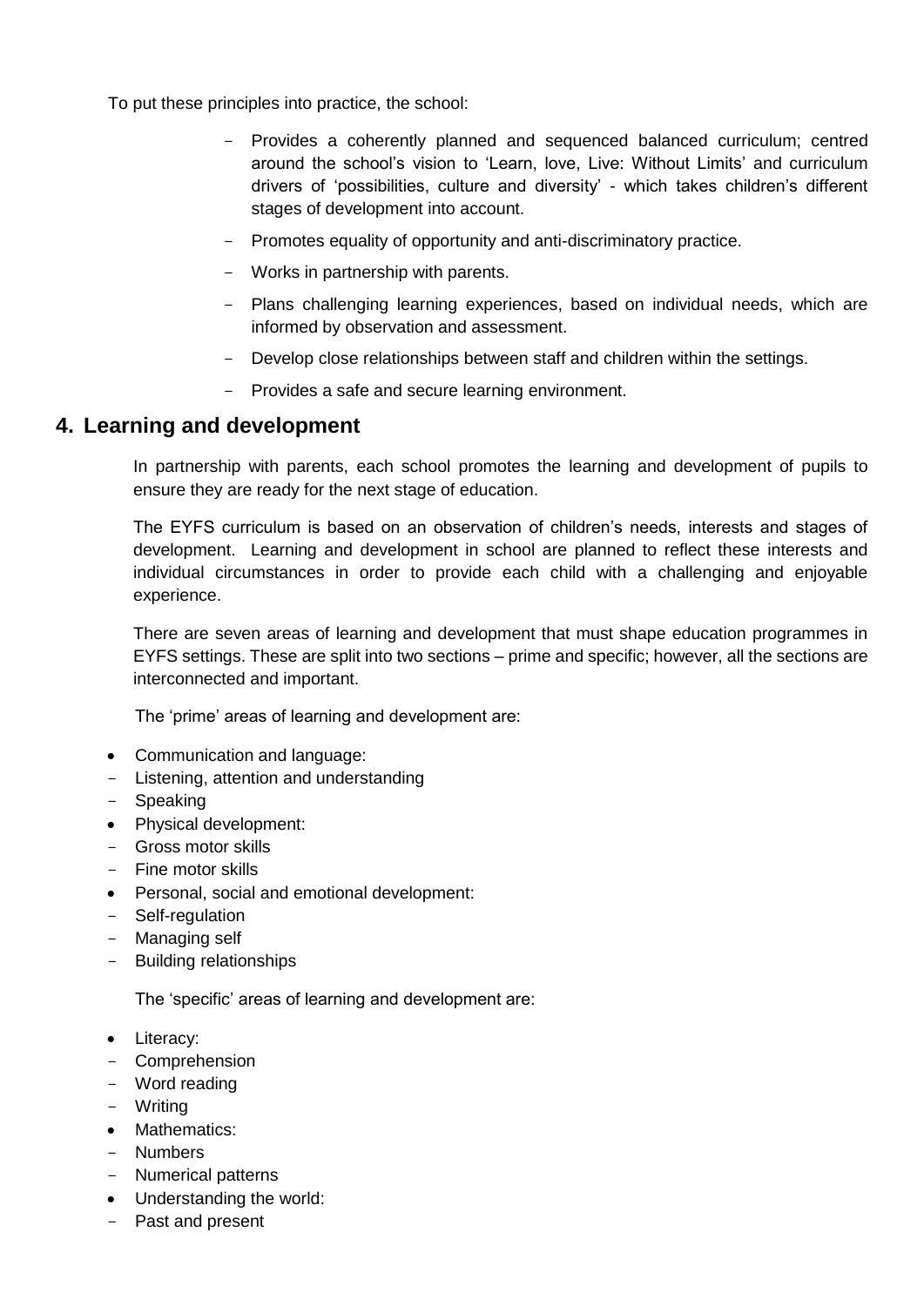To put these principles into practice, the school:

- Provides a coherently planned and sequenced balanced curriculum; centred around the school's vision to 'Learn, love, Live: Without Limits' and curriculum drivers of 'possibilities, culture and diversity' - which takes children's different stages of development into account.
- Promotes equality of opportunity and anti-discriminatory practice.
- Works in partnership with parents.
- Plans challenging learning experiences, based on individual needs, which are informed by observation and assessment.
- Develop close relationships between staff and children within the settings.
- Provides a safe and secure learning environment.

## 4. Learning and development

In partnership with parents, each school promotes the learning and development of pupils to ensure they are ready for the next stage of education.

The EYFS curriculum is based on an observation of children's needs, interests and stages of development. Learning and development in school are planned to reflect these interests and individual circumstances in order to provide each child with a challenging and enjoyable experience.

There are seven areas of learning and development that must shape education programmes in EYFS settings. These are split into two sections – prime and specific; however, all the sections are interconnected and important.

The 'prime' areas of learning and development are:

- Communication and language:
  - Listening, attention and understanding
  - Speaking
- Physical development:
  - Gross motor skills
  - Fine motor skills
- Personal, social and emotional development:
  - Self-regulation
  - Managing self
  - Building relationships

The 'specific' areas of learning and development are:

- Literacy:
  - Comprehension
  - Word reading
  - Writing
- Mathematics:
  - Numbers
  - Numerical patterns
- Understanding the world:
  - Past and present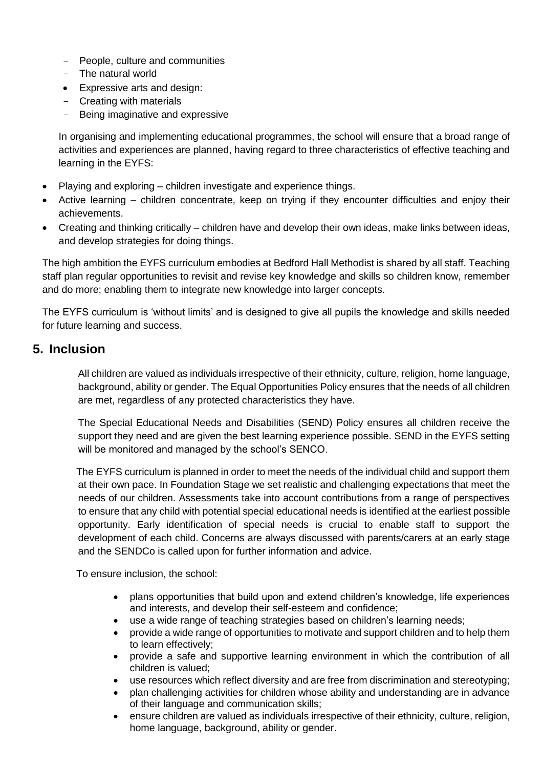- People, culture and communities
  - The natural world
- Expressive arts and design:
  - Creating with materials
  - Being imaginative and expressive

In organising and implementing educational programmes, the school will ensure that a broad range of activities and experiences are planned, having regard to three characteristics of effective teaching and learning in the EYFS:

- Playing and exploring – children investigate and experience things.
- Active learning – children concentrate, keep on trying if they encounter difficulties and enjoy their achievements.
- Creating and thinking critically – children have and develop their own ideas, make links between ideas, and develop strategies for doing things.

The high ambition the EYFS curriculum embodies at Bedford Hall Methodist is shared by all staff. Teaching staff plan regular opportunities to revisit and revise key knowledge and skills so children know, remember and do more; enabling them to integrate new knowledge into larger concepts.

The EYFS curriculum is 'without limits' and is designed to give all pupils the knowledge and skills needed for future learning and success.

## 5. Inclusion

All children are valued as individuals irrespective of their ethnicity, culture, religion, home language, background, ability or gender. The Equal Opportunities Policy ensures that the needs of all children are met, regardless of any protected characteristics they have.

The Special Educational Needs and Disabilities (SEND) Policy ensures all children receive the support they need and are given the best learning experience possible. SEND in the EYFS setting will be monitored and managed by the school's SENCO.

The EYFS curriculum is planned in order to meet the needs of the individual child and support them at their own pace. In Foundation Stage we set realistic and challenging expectations that meet the needs of our children. Assessments take into account contributions from a range of perspectives to ensure that any child with potential special educational needs is identified at the earliest possible opportunity. Early identification of special needs is crucial to enable staff to support the development of each child. Concerns are always discussed with parents/carers at an early stage and the SENDCo is called upon for further information and advice.

To ensure inclusion, the school:

- plans opportunities that build upon and extend children's knowledge, life experiences and interests, and develop their self-esteem and confidence;
- use a wide range of teaching strategies based on children's learning needs;
- provide a wide range of opportunities to motivate and support children and to help them to learn effectively;
- provide a safe and supportive learning environment in which the contribution of all children is valued;
- use resources which reflect diversity and are free from discrimination and stereotyping;
- plan challenging activities for children whose ability and understanding are in advance of their language and communication skills;
- ensure children are valued as individuals irrespective of their ethnicity, culture, religion, home language, background, ability or gender.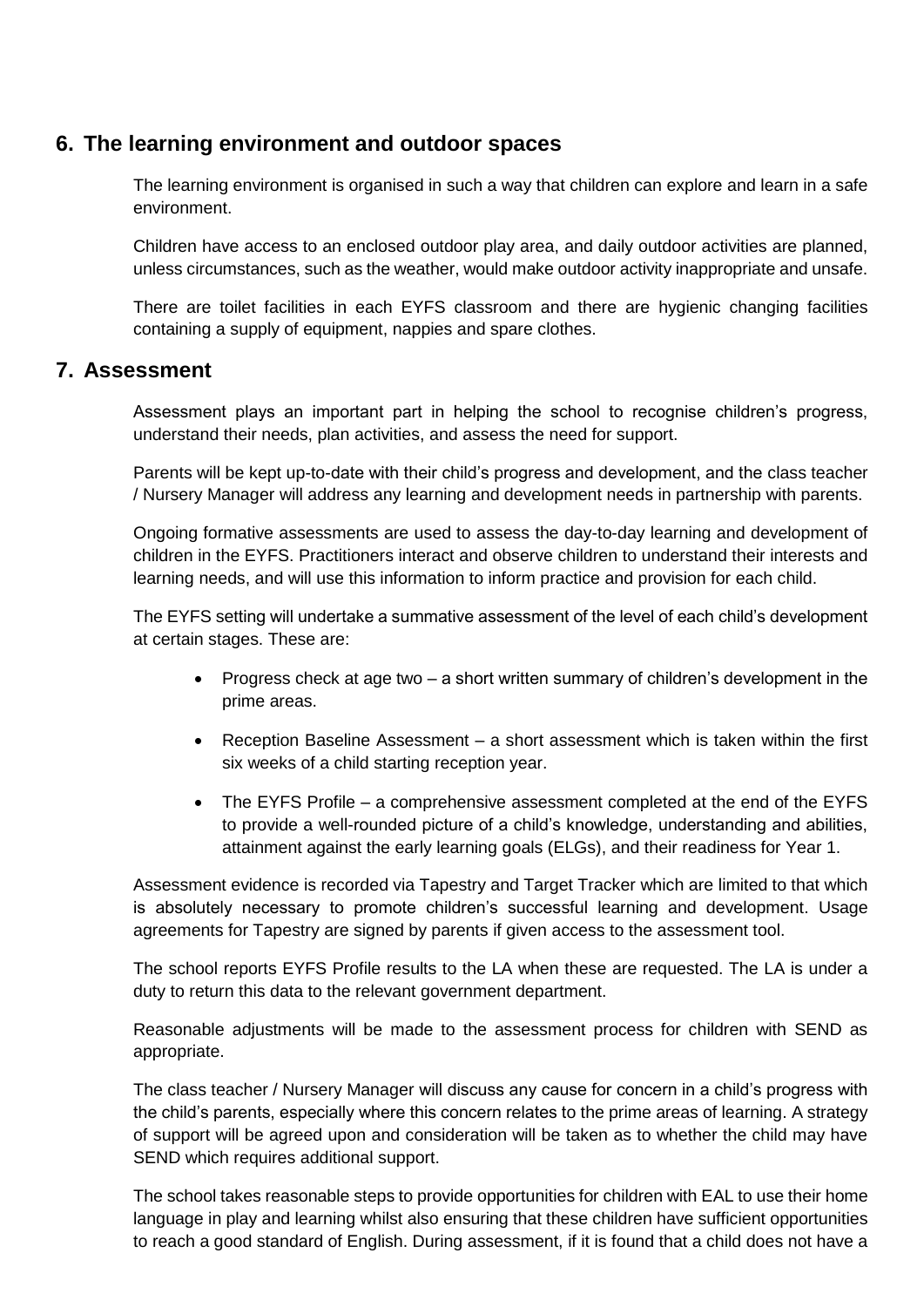## 6. The learning environment and outdoor spaces

The learning environment is organised in such a way that children can explore and learn in a safe environment.

Children have access to an enclosed outdoor play area, and daily outdoor activities are planned, unless circumstances, such as the weather, would make outdoor activity inappropriate and unsafe.

There are toilet facilities in each EYFS classroom and there are hygienic changing facilities containing a supply of equipment, nappies and spare clothes.

## 7. Assessment

Assessment plays an important part in helping the school to recognise children's progress, understand their needs, plan activities, and assess the need for support.

Parents will be kept up-to-date with their child's progress and development, and the class teacher / Nursery Manager will address any learning and development needs in partnership with parents.

Ongoing formative assessments are used to assess the day-to-day learning and development of children in the EYFS. Practitioners interact and observe children to understand their interests and learning needs, and will use this information to inform practice and provision for each child.

The EYFS setting will undertake a summative assessment of the level of each child's development at certain stages. These are:

- Progress check at age two – a short written summary of children's development in the prime areas.
- Reception Baseline Assessment – a short assessment which is taken within the first six weeks of a child starting reception year.
- The EYFS Profile – a comprehensive assessment completed at the end of the EYFS to provide a well-rounded picture of a child's knowledge, understanding and abilities, attainment against the early learning goals (ELGs), and their readiness for Year 1.

Assessment evidence is recorded via Tapestry and Target Tracker which are limited to that which is absolutely necessary to promote children's successful learning and development. Usage agreements for Tapestry are signed by parents if given access to the assessment tool.

The school reports EYFS Profile results to the LA when these are requested. The LA is under a duty to return this data to the relevant government department.

Reasonable adjustments will be made to the assessment process for children with SEND as appropriate.

The class teacher / Nursery Manager will discuss any cause for concern in a child's progress with the child's parents, especially where this concern relates to the prime areas of learning. A strategy of support will be agreed upon and consideration will be taken as to whether the child may have SEND which requires additional support.

The school takes reasonable steps to provide opportunities for children with EAL to use their home language in play and learning whilst also ensuring that these children have sufficient opportunities to reach a good standard of English. During assessment, if it is found that a child does not have a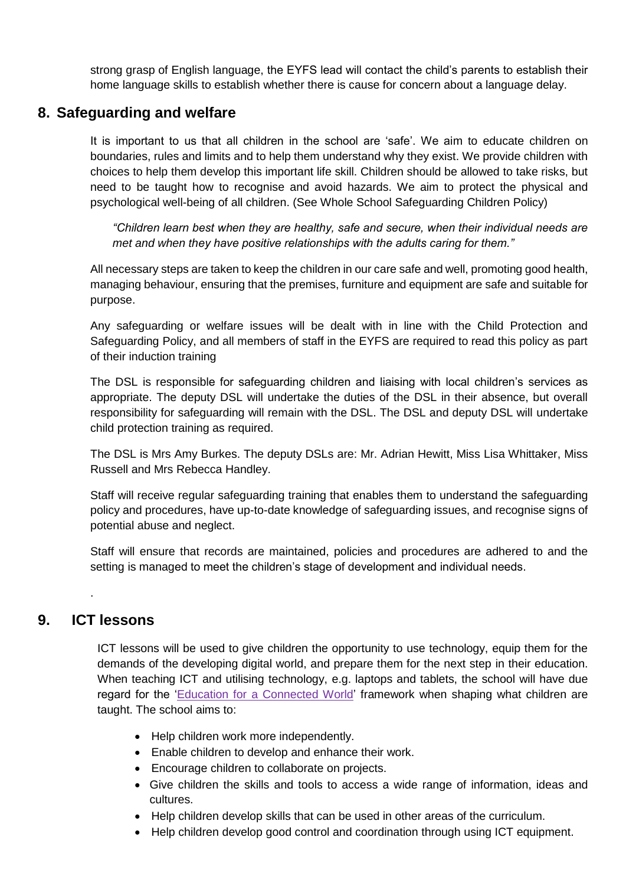strong grasp of English language, the EYFS lead will contact the child's parents to establish their home language skills to establish whether there is cause for concern about a language delay.

## 8. Safeguarding and welfare

It is important to us that all children in the school are 'safe'. We aim to educate children on boundaries, rules and limits and to help them understand why they exist. We provide children with choices to help them develop this important life skill. Children should be allowed to take risks, but need to be taught how to recognise and avoid hazards. We aim to protect the physical and psychological well-being of all children. (See Whole School Safeguarding Children Policy)

> *"Children learn best when they are healthy, safe and secure, when their individual needs are met and when they have positive relationships with the adults caring for them."*

All necessary steps are taken to keep the children in our care safe and well, promoting good health, managing behaviour, ensuring that the premises, furniture and equipment are safe and suitable for purpose.

Any safeguarding or welfare issues will be dealt with in line with the Child Protection and Safeguarding Policy, and all members of staff in the EYFS are required to read this policy as part of their induction training

The DSL is responsible for safeguarding children and liaising with local children's services as appropriate. The deputy DSL will undertake the duties of the DSL in their absence, but overall responsibility for safeguarding will remain with the DSL. The DSL and deputy DSL will undertake child protection training as required.

The DSL is Mrs Amy Burkes. The deputy DSLs are: Mr. Adrian Hewitt, Miss Lisa Whittaker, Miss Russell and Mrs Rebecca Handley.

Staff will receive regular safeguarding training that enables them to understand the safeguarding policy and procedures, have up-to-date knowledge of safeguarding issues, and recognise signs of potential abuse and neglect.

Staff will ensure that records are maintained, policies and procedures are adhered to and the setting is managed to meet the children's stage of development and individual needs.

.

## 9. ICT lessons

ICT lessons will be used to give children the opportunity to use technology, equip them for the demands of the developing digital world, and prepare them for the next step in their education. When teaching ICT and utilising technology, e.g. laptops and tablets, the school will have due regard for the 'Education for a Connected World' framework when shaping what children are taught. The school aims to:

- Help children work more independently.
- Enable children to develop and enhance their work.
- Encourage children to collaborate on projects.
- Give children the skills and tools to access a wide range of information, ideas and cultures.
- Help children develop skills that can be used in other areas of the curriculum.
- Help children develop good control and coordination through using ICT equipment.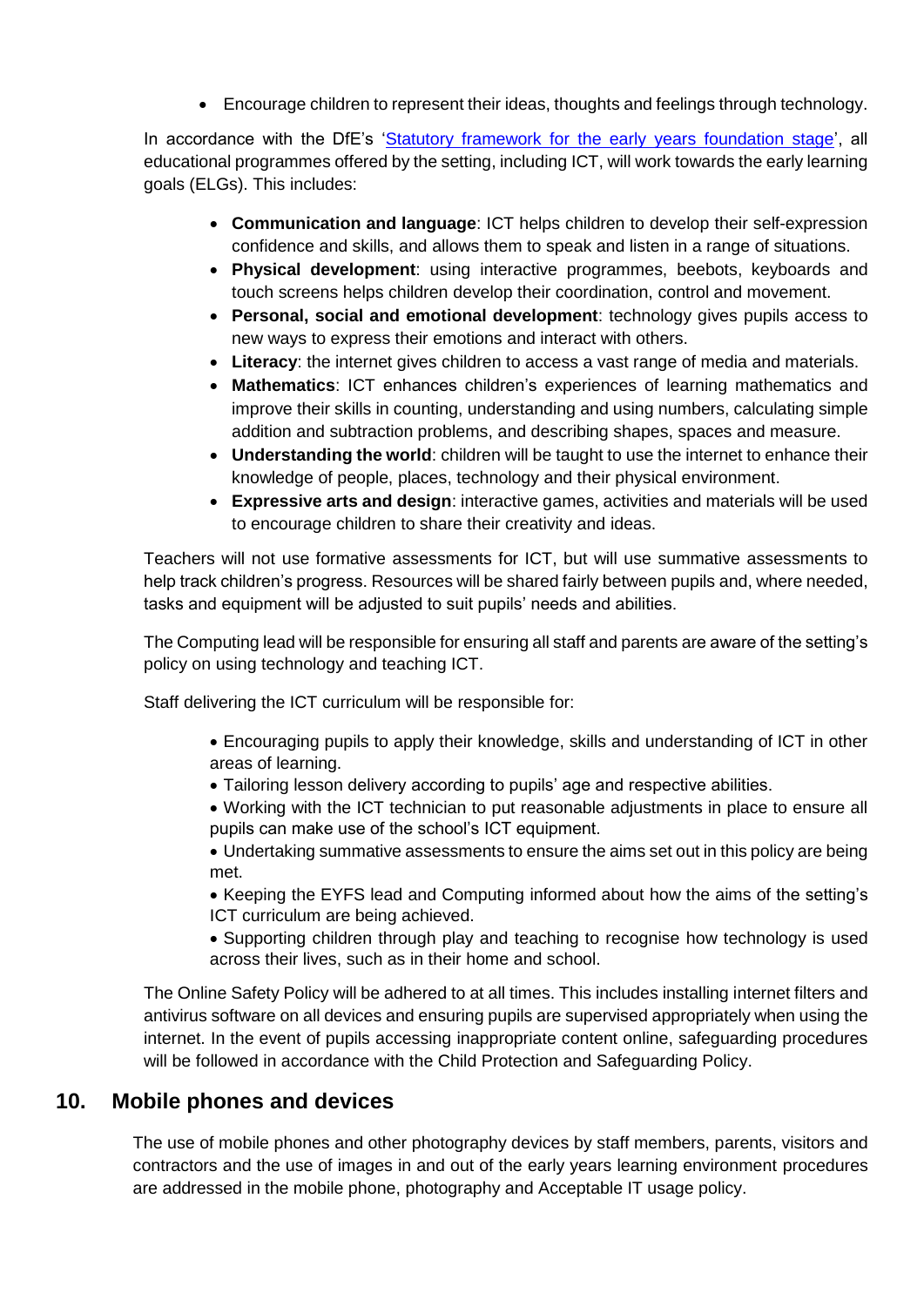- Encourage children to represent their ideas, thoughts and feelings through technology.

In accordance with the DfE's '[Statutory framework for the early years foundation stage]', all educational programmes offered by the setting, including ICT, will work towards the early learning goals (ELGs). This includes:

- **Communication and language**: ICT helps children to develop their self-expression confidence and skills, and allows them to speak and listen in a range of situations.
- **Physical development**: using interactive programmes, beebots, keyboards and touch screens helps children develop their coordination, control and movement.
- **Personal, social and emotional development**: technology gives pupils access to new ways to express their emotions and interact with others.
- **Literacy**: the internet gives children to access a vast range of media and materials.
- **Mathematics**: ICT enhances children's experiences of learning mathematics and improve their skills in counting, understanding and using numbers, calculating simple addition and subtraction problems, and describing shapes, spaces and measure.
- **Understanding the world**: children will be taught to use the internet to enhance their knowledge of people, places, technology and their physical environment.
- **Expressive arts and design**: interactive games, activities and materials will be used to encourage children to share their creativity and ideas.

Teachers will not use formative assessments for ICT, but will use summative assessments to help track children's progress. Resources will be shared fairly between pupils and, where needed, tasks and equipment will be adjusted to suit pupils' needs and abilities.

The Computing lead will be responsible for ensuring all staff and parents are aware of the setting's policy on using technology and teaching ICT.

Staff delivering the ICT curriculum will be responsible for:

- Encouraging pupils to apply their knowledge, skills and understanding of ICT in other areas of learning.
- Tailoring lesson delivery according to pupils' age and respective abilities.
- Working with the ICT technician to put reasonable adjustments in place to ensure all pupils can make use of the school's ICT equipment.
- Undertaking summative assessments to ensure the aims set out in this policy are being met.
- Keeping the EYFS lead and Computing informed about how the aims of the setting's ICT curriculum are being achieved.
- Supporting children through play and teaching to recognise how technology is used across their lives, such as in their home and school.

The Online Safety Policy will be adhered to at all times. This includes installing internet filters and antivirus software on all devices and ensuring pupils are supervised appropriately when using the internet. In the event of pupils accessing inappropriate content online, safeguarding procedures will be followed in accordance with the Child Protection and Safeguarding Policy.

## 10. Mobile phones and devices

The use of mobile phones and other photography devices by staff members, parents, visitors and contractors and the use of images in and out of the early years learning environment procedures are addressed in the mobile phone, photography and Acceptable IT usage policy.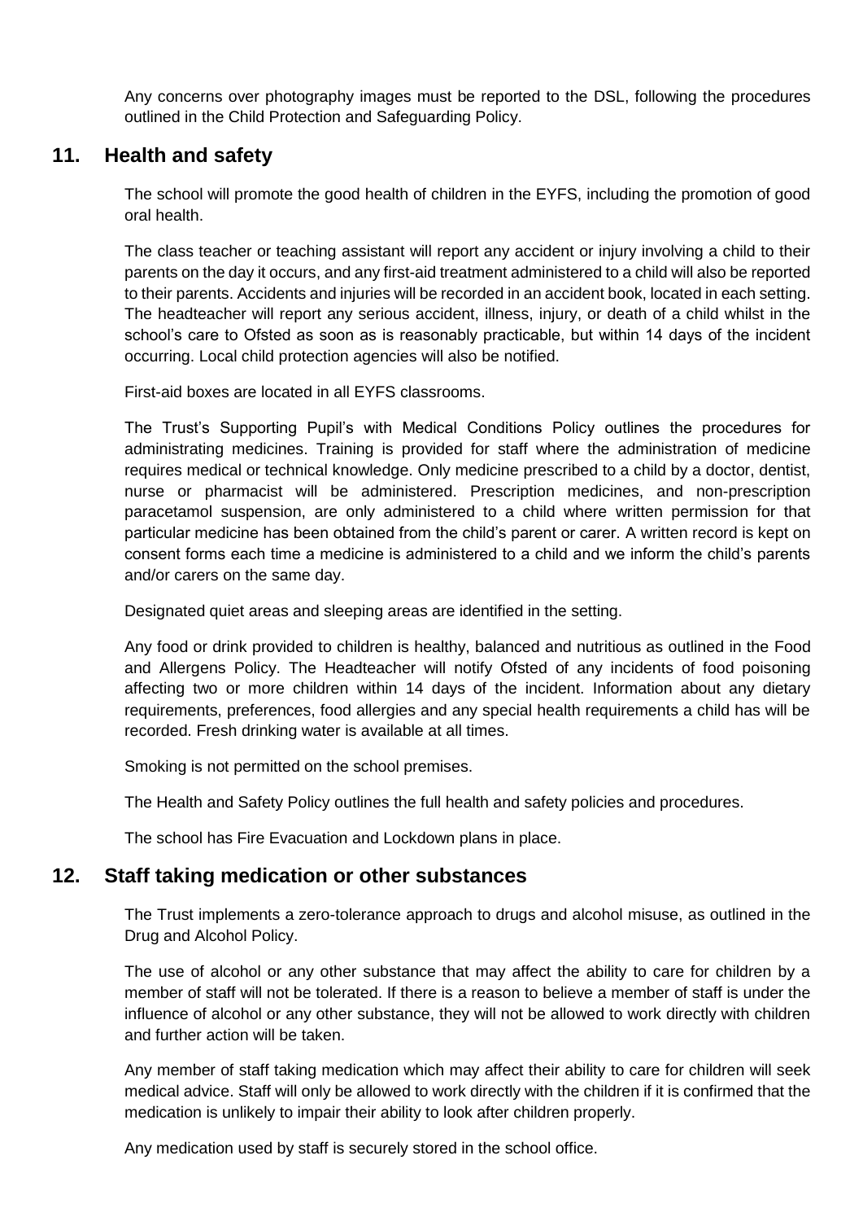Any concerns over photography images must be reported to the DSL, following the procedures outlined in the Child Protection and Safeguarding Policy.

## 11. Health and safety

The school will promote the good health of children in the EYFS, including the promotion of good oral health.

The class teacher or teaching assistant will report any accident or injury involving a child to their parents on the day it occurs, and any first-aid treatment administered to a child will also be reported to their parents. Accidents and injuries will be recorded in an accident book, located in each setting. The headteacher will report any serious accident, illness, injury, or death of a child whilst in the school's care to Ofsted as soon as is reasonably practicable, but within 14 days of the incident occurring. Local child protection agencies will also be notified.

First-aid boxes are located in all EYFS classrooms.

The Trust's Supporting Pupil's with Medical Conditions Policy outlines the procedures for administrating medicines. Training is provided for staff where the administration of medicine requires medical or technical knowledge. Only medicine prescribed to a child by a doctor, dentist, nurse or pharmacist will be administered. Prescription medicines, and non-prescription paracetamol suspension, are only administered to a child where written permission for that particular medicine has been obtained from the child's parent or carer. A written record is kept on consent forms each time a medicine is administered to a child and we inform the child's parents and/or carers on the same day.

Designated quiet areas and sleeping areas are identified in the setting.

Any food or drink provided to children is healthy, balanced and nutritious as outlined in the Food and Allergens Policy. The Headteacher will notify Ofsted of any incidents of food poisoning affecting two or more children within 14 days of the incident. Information about any dietary requirements, preferences, food allergies and any special health requirements a child has will be recorded. Fresh drinking water is available at all times.

Smoking is not permitted on the school premises.

The Health and Safety Policy outlines the full health and safety policies and procedures.

The school has Fire Evacuation and Lockdown plans in place.

## 12. Staff taking medication or other substances

The Trust implements a zero-tolerance approach to drugs and alcohol misuse, as outlined in the Drug and Alcohol Policy.

The use of alcohol or any other substance that may affect the ability to care for children by a member of staff will not be tolerated. If there is a reason to believe a member of staff is under the influence of alcohol or any other substance, they will not be allowed to work directly with children and further action will be taken.

Any member of staff taking medication which may affect their ability to care for children will seek medical advice. Staff will only be allowed to work directly with the children if it is confirmed that the medication is unlikely to impair their ability to look after children properly.

Any medication used by staff is securely stored in the school office.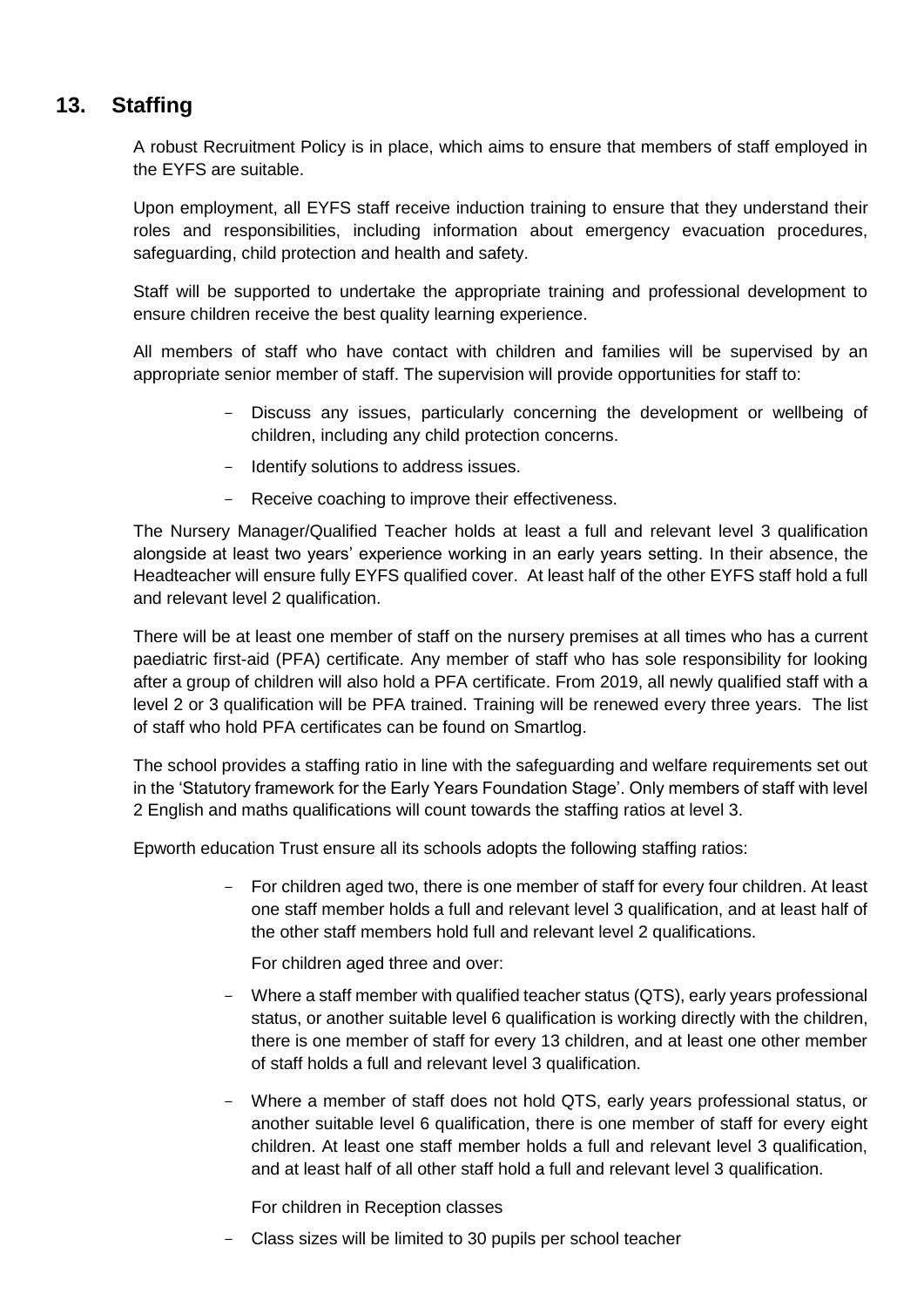## 13. Staffing

A robust Recruitment Policy is in place, which aims to ensure that members of staff employed in the EYFS are suitable.

Upon employment, all EYFS staff receive induction training to ensure that they understand their roles and responsibilities, including information about emergency evacuation procedures, safeguarding, child protection and health and safety.

Staff will be supported to undertake the appropriate training and professional development to ensure children receive the best quality learning experience.

All members of staff who have contact with children and families will be supervised by an appropriate senior member of staff. The supervision will provide opportunities for staff to:

- Discuss any issues, particularly concerning the development or wellbeing of children, including any child protection concerns.
- Identify solutions to address issues.
- Receive coaching to improve their effectiveness.

The Nursery Manager/Qualified Teacher holds at least a full and relevant level 3 qualification alongside at least two years' experience working in an early years setting. In their absence, the Headteacher will ensure fully EYFS qualified cover. At least half of the other EYFS staff hold a full and relevant level 2 qualification.

There will be at least one member of staff on the nursery premises at all times who has a current paediatric first-aid (PFA) certificate. Any member of staff who has sole responsibility for looking after a group of children will also hold a PFA certificate. From 2019, all newly qualified staff with a level 2 or 3 qualification will be PFA trained. Training will be renewed every three years. The list of staff who hold PFA certificates can be found on Smartlog.

The school provides a staffing ratio in line with the safeguarding and welfare requirements set out in the 'Statutory framework for the Early Years Foundation Stage'. Only members of staff with level 2 English and maths qualifications will count towards the staffing ratios at level 3.

Epworth education Trust ensure all its schools adopts the following staffing ratios:

- For children aged two, there is one member of staff for every four children. At least one staff member holds a full and relevant level 3 qualification, and at least half of the other staff members hold full and relevant level 2 qualifications.

  For children aged three and over:

- Where a staff member with qualified teacher status (QTS), early years professional status, or another suitable level 6 qualification is working directly with the children, there is one member of staff for every 13 children, and at least one other member of staff holds a full and relevant level 3 qualification.

- Where a member of staff does not hold QTS, early years professional status, or another suitable level 6 qualification, there is one member of staff for every eight children. At least one staff member holds a full and relevant level 3 qualification, and at least half of all other staff hold a full and relevant level 3 qualification.

  For children in Reception classes

- Class sizes will be limited to 30 pupils per school teacher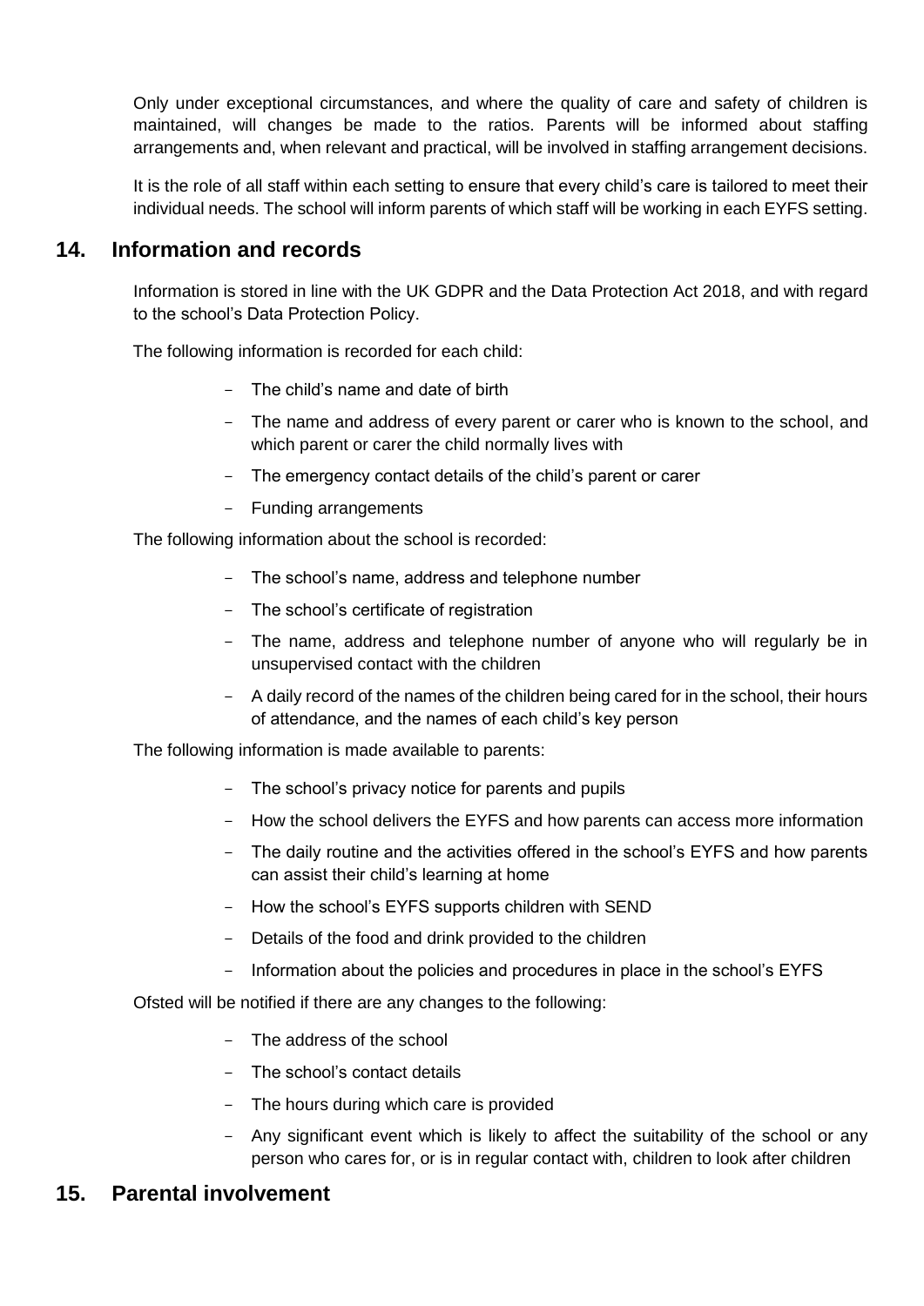Only under exceptional circumstances, and where the quality of care and safety of children is maintained, will changes be made to the ratios. Parents will be informed about staffing arrangements and, when relevant and practical, will be involved in staffing arrangement decisions.

It is the role of all staff within each setting to ensure that every child's care is tailored to meet their individual needs. The school will inform parents of which staff will be working in each EYFS setting.

## 14. Information and records

Information is stored in line with the UK GDPR and the Data Protection Act 2018, and with regard to the school's Data Protection Policy.

The following information is recorded for each child:

- The child's name and date of birth
- The name and address of every parent or carer who is known to the school, and which parent or carer the child normally lives with
- The emergency contact details of the child's parent or carer
- Funding arrangements

The following information about the school is recorded:

- The school's name, address and telephone number
- The school's certificate of registration
- The name, address and telephone number of anyone who will regularly be in unsupervised contact with the children
- A daily record of the names of the children being cared for in the school, their hours of attendance, and the names of each child's key person

The following information is made available to parents:

- The school's privacy notice for parents and pupils
- How the school delivers the EYFS and how parents can access more information
- The daily routine and the activities offered in the school's EYFS and how parents can assist their child's learning at home
- How the school's EYFS supports children with SEND
- Details of the food and drink provided to the children
- Information about the policies and procedures in place in the school's EYFS

Ofsted will be notified if there are any changes to the following:

- The address of the school
- The school's contact details
- The hours during which care is provided
- Any significant event which is likely to affect the suitability of the school or any person who cares for, or is in regular contact with, children to look after children

## 15. Parental involvement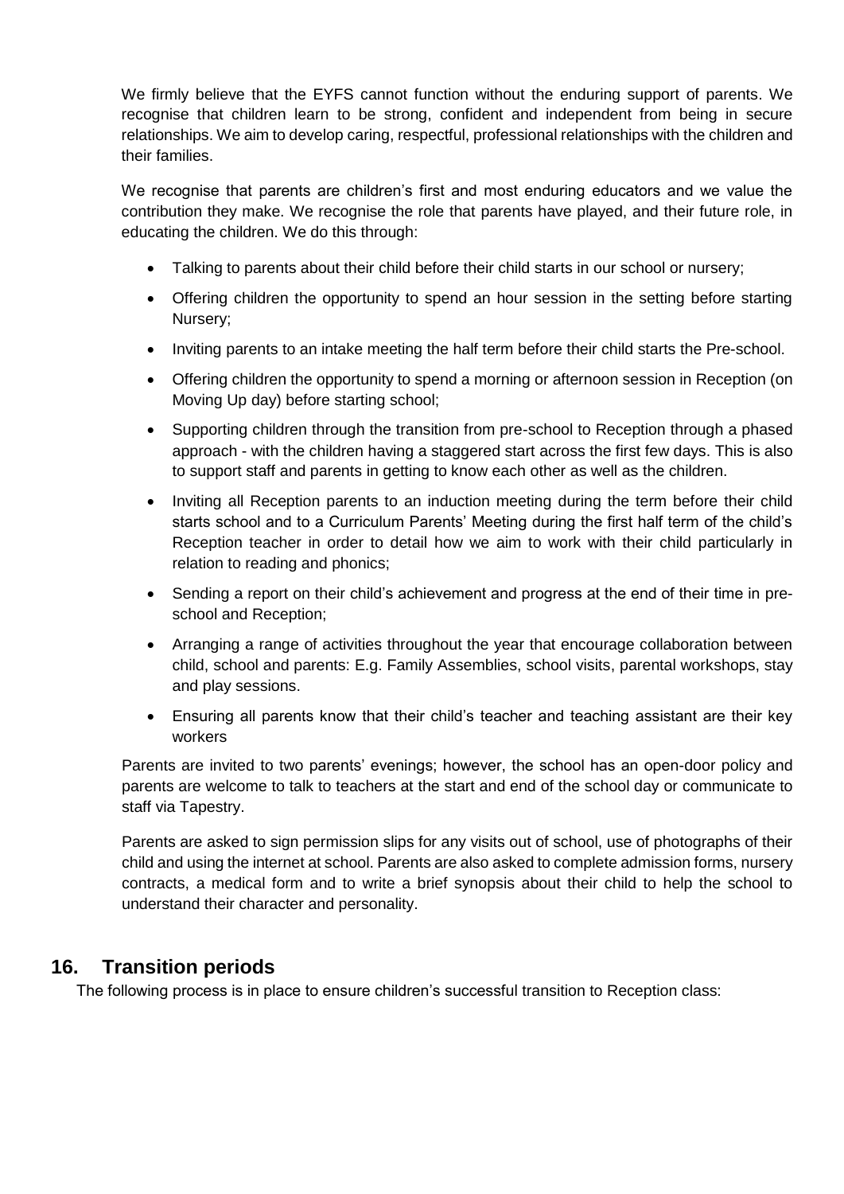We firmly believe that the EYFS cannot function without the enduring support of parents. We recognise that children learn to be strong, confident and independent from being in secure relationships. We aim to develop caring, respectful, professional relationships with the children and their families.

We recognise that parents are children's first and most enduring educators and we value the contribution they make. We recognise the role that parents have played, and their future role, in educating the children. We do this through:

- Talking to parents about their child before their child starts in our school or nursery;
- Offering children the opportunity to spend an hour session in the setting before starting Nursery;
- Inviting parents to an intake meeting the half term before their child starts the Pre-school.
- Offering children the opportunity to spend a morning or afternoon session in Reception (on Moving Up day) before starting school;
- Supporting children through the transition from pre-school to Reception through a phased approach - with the children having a staggered start across the first few days. This is also to support staff and parents in getting to know each other as well as the children.
- Inviting all Reception parents to an induction meeting during the term before their child starts school and to a Curriculum Parents' Meeting during the first half term of the child's Reception teacher in order to detail how we aim to work with their child particularly in relation to reading and phonics;
- Sending a report on their child's achievement and progress at the end of their time in pre-school and Reception;
- Arranging a range of activities throughout the year that encourage collaboration between child, school and parents: E.g. Family Assemblies, school visits, parental workshops, stay and play sessions.
- Ensuring all parents know that their child's teacher and teaching assistant are their key workers

Parents are invited to two parents' evenings; however, the school has an open-door policy and parents are welcome to talk to teachers at the start and end of the school day or communicate to staff via Tapestry.

Parents are asked to sign permission slips for any visits out of school, use of photographs of their child and using the internet at school. Parents are also asked to complete admission forms, nursery contracts, a medical form and to write a brief synopsis about their child to help the school to understand their character and personality.

## 16. Transition periods

The following process is in place to ensure children's successful transition to Reception class: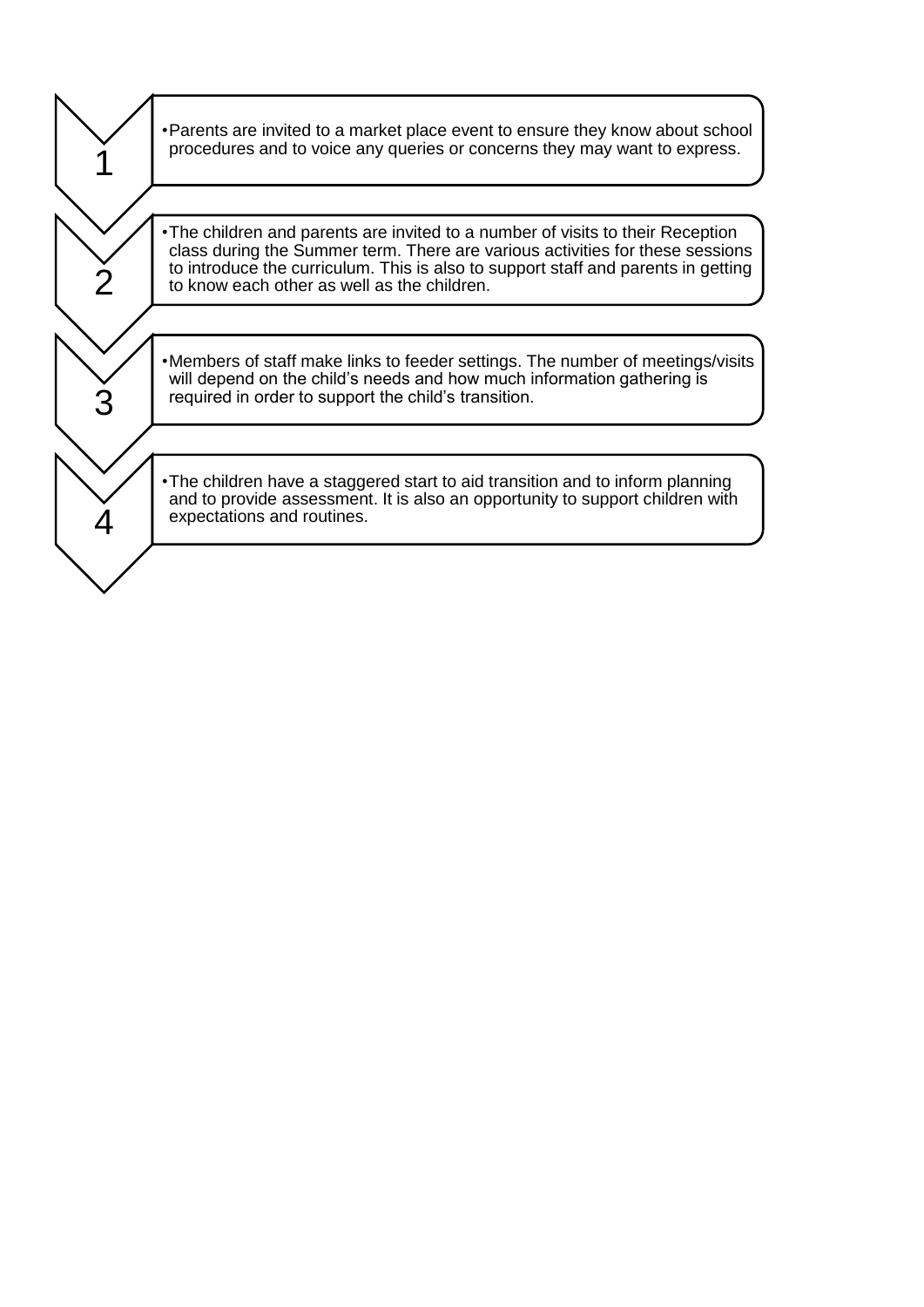1. Parents are invited to a market place event to ensure they know about school procedures and to voice any queries or concerns they may want to express.

2. The children and parents are invited to a number of visits to their Reception class during the Summer term. There are various activities for these sessions to introduce the curriculum. This is also to support staff and parents in getting to know each other as well as the children.

3. Members of staff make links to feeder settings. The number of meetings/visits will depend on the child's needs and how much information gathering is required in order to support the child's transition.

4. The children have a staggered start to aid transition and to inform planning and to provide assessment. It is also an opportunity to support children with expectations and routines.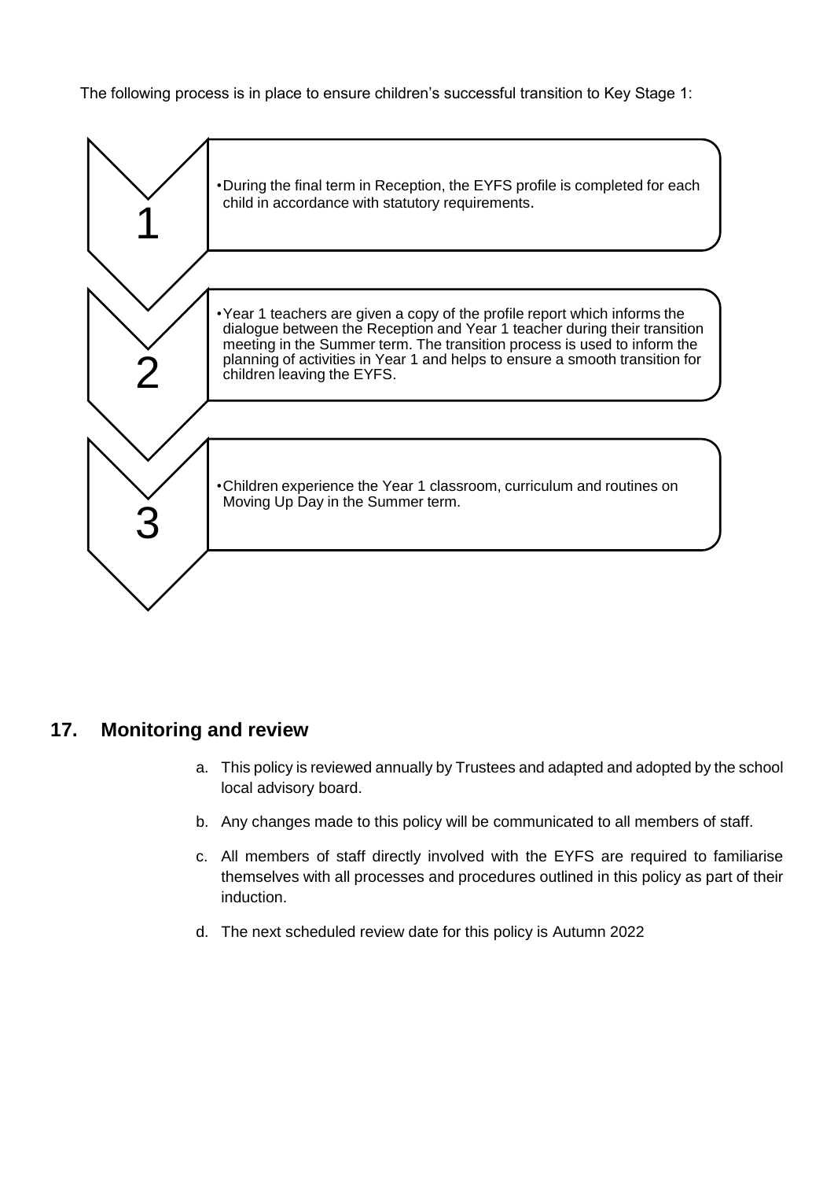The following process is in place to ensure children's successful transition to Key Stage 1:

1. During the final term in Reception, the EYFS profile is completed for each child in accordance with statutory requirements.

2. Year 1 teachers are given a copy of the profile report which informs the dialogue between the Reception and Year 1 teacher during their transition meeting in the Summer term. The transition process is used to inform the planning of activities in Year 1 and helps to ensure a smooth transition for children leaving the EYFS.

3. Children experience the Year 1 classroom, curriculum and routines on Moving Up Day in the Summer term.

## 17. Monitoring and review

a. This policy is reviewed annually by Trustees and adapted and adopted by the school local advisory board.

b. Any changes made to this policy will be communicated to all members of staff.

c. All members of staff directly involved with the EYFS are required to familiarise themselves with all processes and procedures outlined in this policy as part of their induction.

d. The next scheduled review date for this policy is Autumn 2022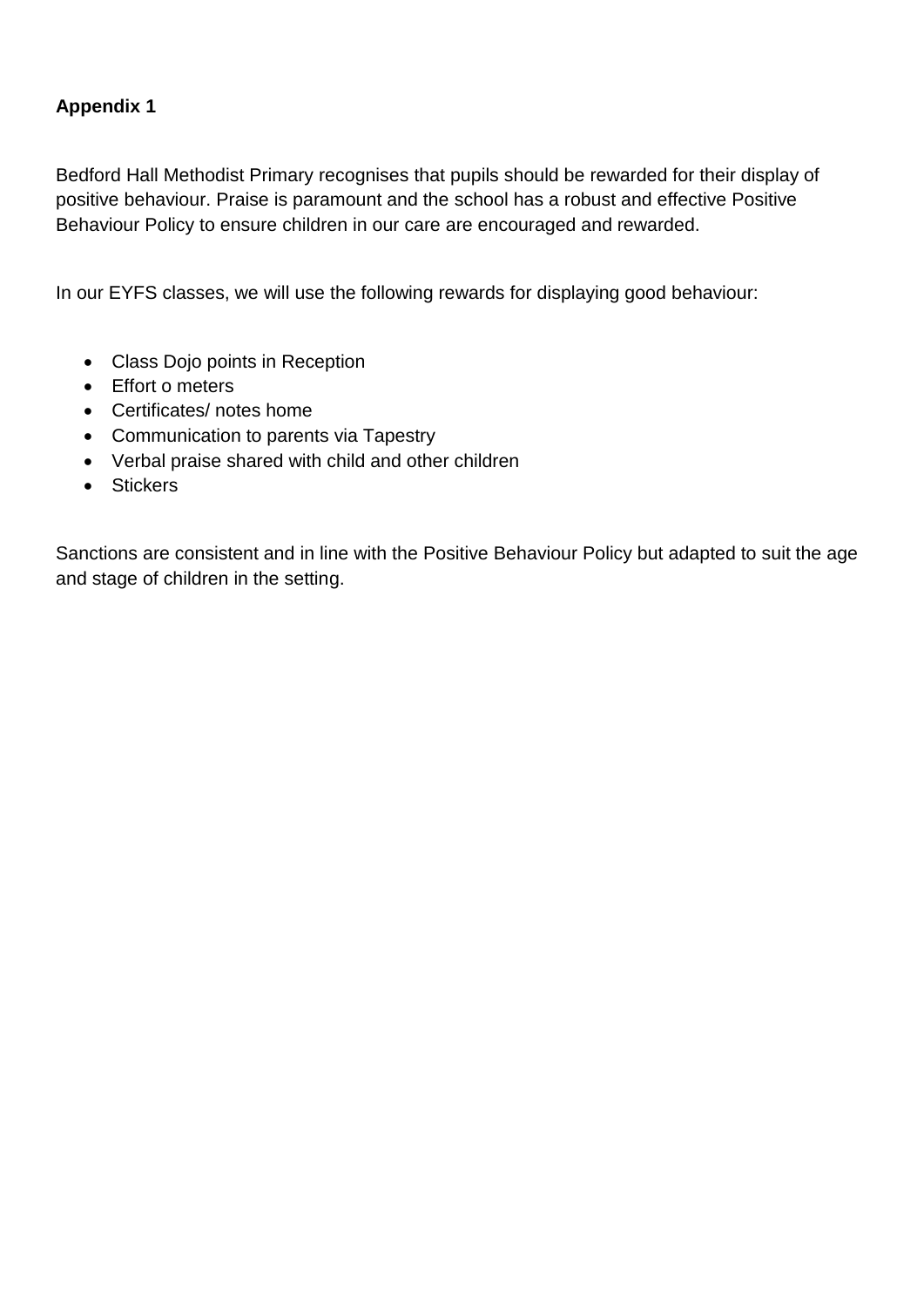**Appendix 1**

Bedford Hall Methodist Primary recognises that pupils should be rewarded for their display of positive behaviour. Praise is paramount and the school has a robust and effective Positive Behaviour Policy to ensure children in our care are encouraged and rewarded.

In our EYFS classes, we will use the following rewards for displaying good behaviour:

- Class Dojo points in Reception
- Effort o meters
- Certificates/ notes home
- Communication to parents via Tapestry
- Verbal praise shared with child and other children
- Stickers

Sanctions are consistent and in line with the Positive Behaviour Policy but adapted to suit the age and stage of children in the setting.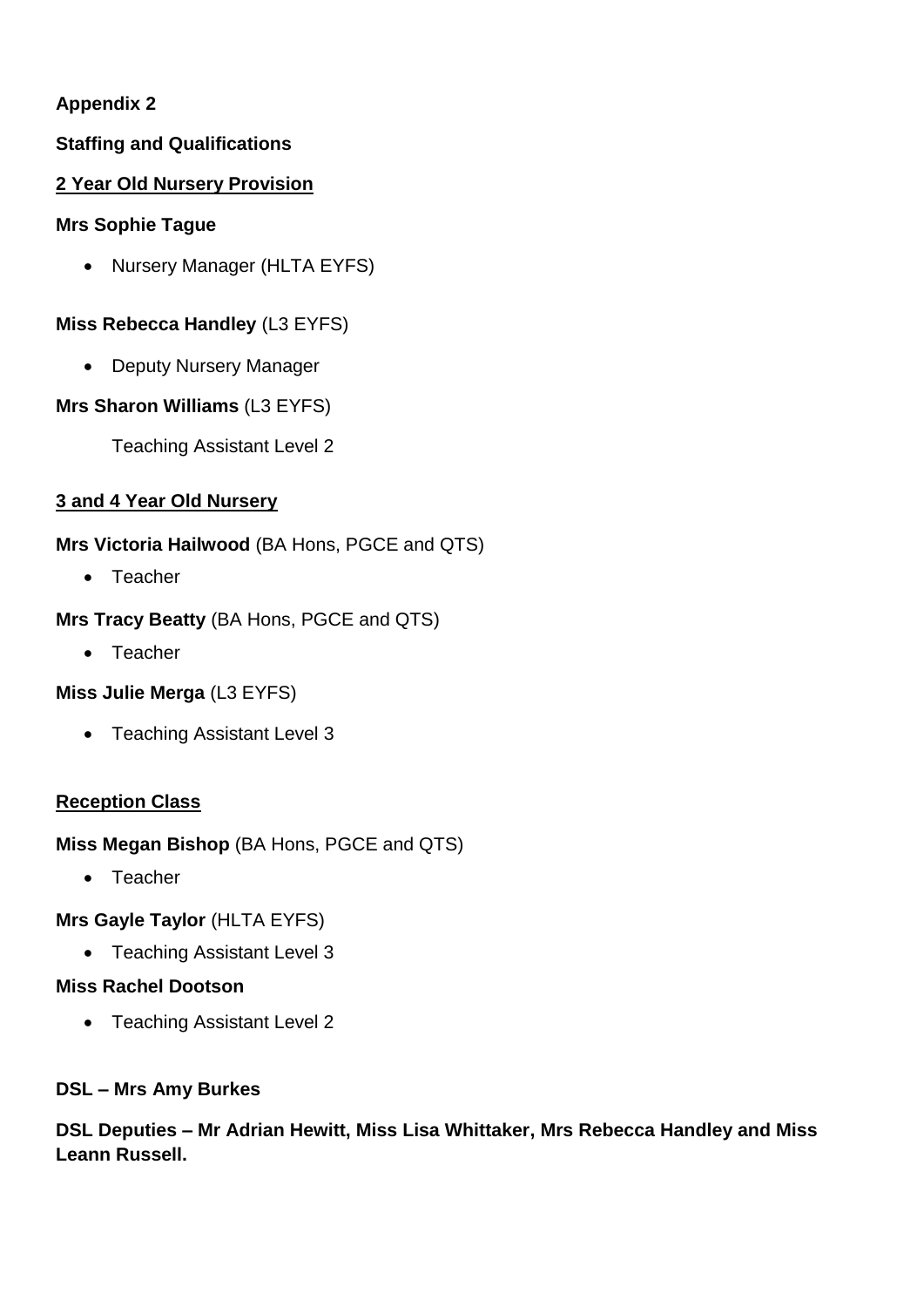**Appendix 2**

**Staffing and Qualifications**

**2 Year Old Nursery Provision**

**Mrs Sophie Tague**

- Nursery Manager (HLTA EYFS)

**Miss Rebecca Handley** (L3 EYFS)

- Deputy Nursery Manager

**Mrs Sharon Williams** (L3 EYFS)

Teaching Assistant Level 2

**3 and 4 Year Old Nursery**

**Mrs Victoria Hailwood** (BA Hons, PGCE and QTS)

- Teacher

**Mrs Tracy Beatty** (BA Hons, PGCE and QTS)

- Teacher

**Miss Julie Merga** (L3 EYFS)

- Teaching Assistant Level 3

**Reception Class**

**Miss Megan Bishop** (BA Hons, PGCE and QTS)

- Teacher

**Mrs Gayle Taylor** (HLTA EYFS)

- Teaching Assistant Level 3

**Miss Rachel Dootson**

- Teaching Assistant Level 2

**DSL – Mrs Amy Burkes**

**DSL Deputies – Mr Adrian Hewitt, Miss Lisa Whittaker, Mrs Rebecca Handley and Miss Leann Russell.**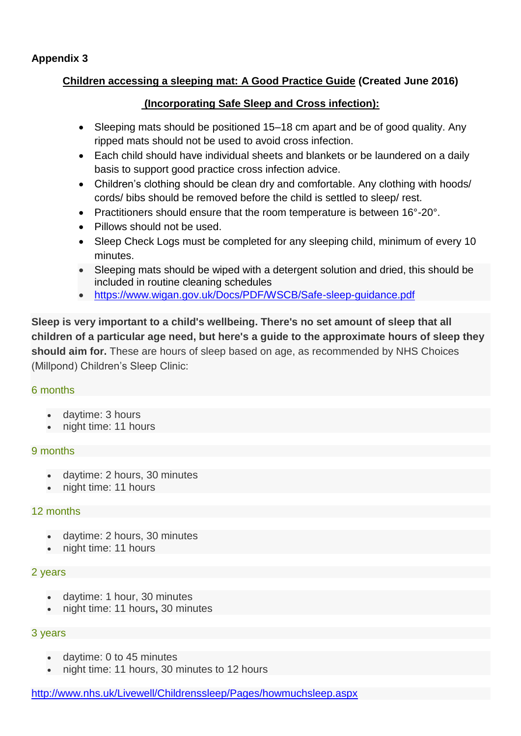**Appendix 3**

**Children accessing a sleeping mat: A Good Practice Guide (Created June 2016)**

**(Incorporating Safe Sleep and Cross infection):**

- Sleeping mats should be positioned 15–18 cm apart and be of good quality. Any ripped mats should not be used to avoid cross infection.
- Each child should have individual sheets and blankets or be laundered on a daily basis to support good practice cross infection advice.
- Children's clothing should be clean dry and comfortable. Any clothing with hoods/ cords/ bibs should be removed before the child is settled to sleep/ rest.
- Practitioners should ensure that the room temperature is between 16°-20°.
- Pillows should not be used.
- Sleep Check Logs must be completed for any sleeping child, minimum of every 10 minutes.
- Sleeping mats should be wiped with a detergent solution and dried, this should be included in routine cleaning schedules
- https://www.wigan.gov.uk/Docs/PDF/WSCB/Safe-sleep-guidance.pdf

**Sleep is very important to a child's wellbeing. There's no set amount of sleep that all children of a particular age need, but here's a guide to the approximate hours of sleep they should aim for.** These are hours of sleep based on age, as recommended by NHS Choices (Millpond) Children's Sleep Clinic:

6 months

- daytime: 3 hours
- night time: 11 hours

9 months

- daytime: 2 hours, 30 minutes
- night time: 11 hours

12 months

- daytime: 2 hours, 30 minutes
- night time: 11 hours

2 years

- daytime: 1 hour, 30 minutes
- night time: 11 hours, 30 minutes

3 years

- daytime: 0 to 45 minutes
- night time: 11 hours, 30 minutes to 12 hours

http://www.nhs.uk/Livewell/Childrenssleep/Pages/howmuchsleep.aspx